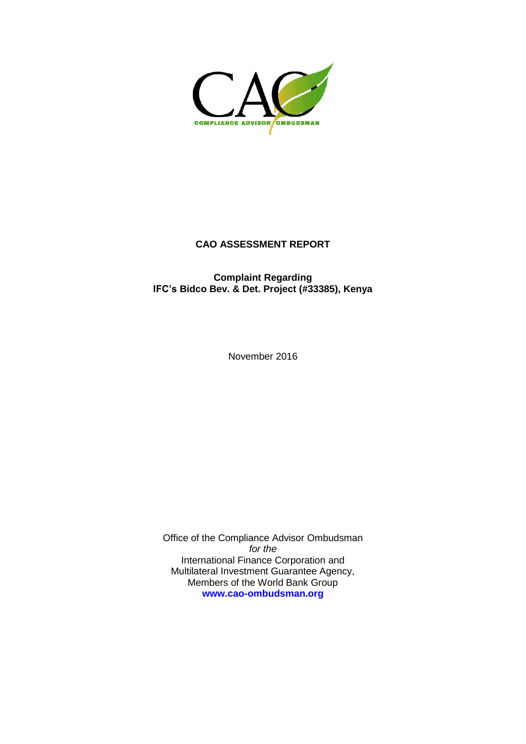# CAO ASSESSMENT REPORT

**Complaint Regarding**
**IFC's Bidco Bev. & Det. Project (#33385), Kenya**

November 2016

Office of the Compliance Advisor Ombudsman
*for the*
International Finance Corporation and
Multilateral Investment Guarantee Agency,
Members of the World Bank Group
**www.cao-ombudsman.org**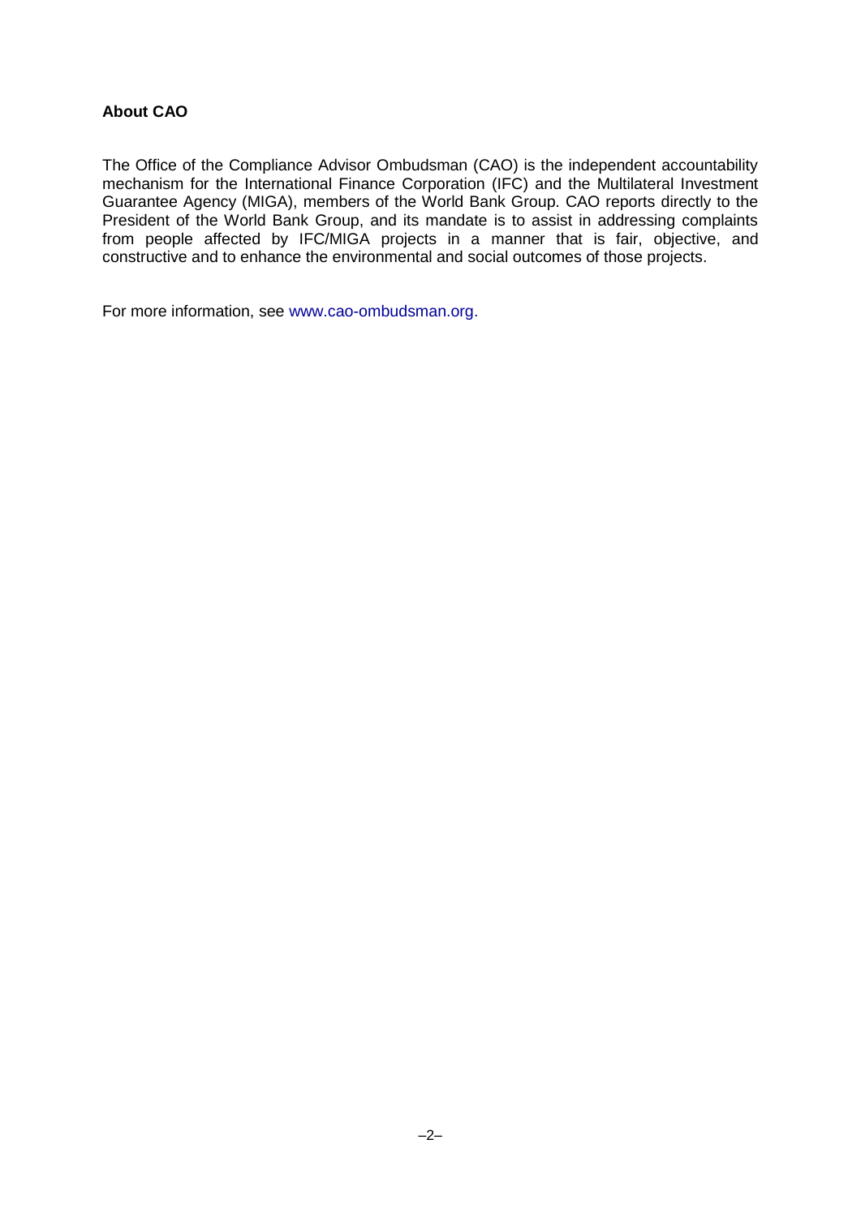**About CAO**

The Office of the Compliance Advisor Ombudsman (CAO) is the independent accountability mechanism for the International Finance Corporation (IFC) and the Multilateral Investment Guarantee Agency (MIGA), members of the World Bank Group. CAO reports directly to the President of the World Bank Group, and its mandate is to assist in addressing complaints from people affected by IFC/MIGA projects in a manner that is fair, objective, and constructive and to enhance the environmental and social outcomes of those projects.

For more information, see www.cao-ombudsman.org.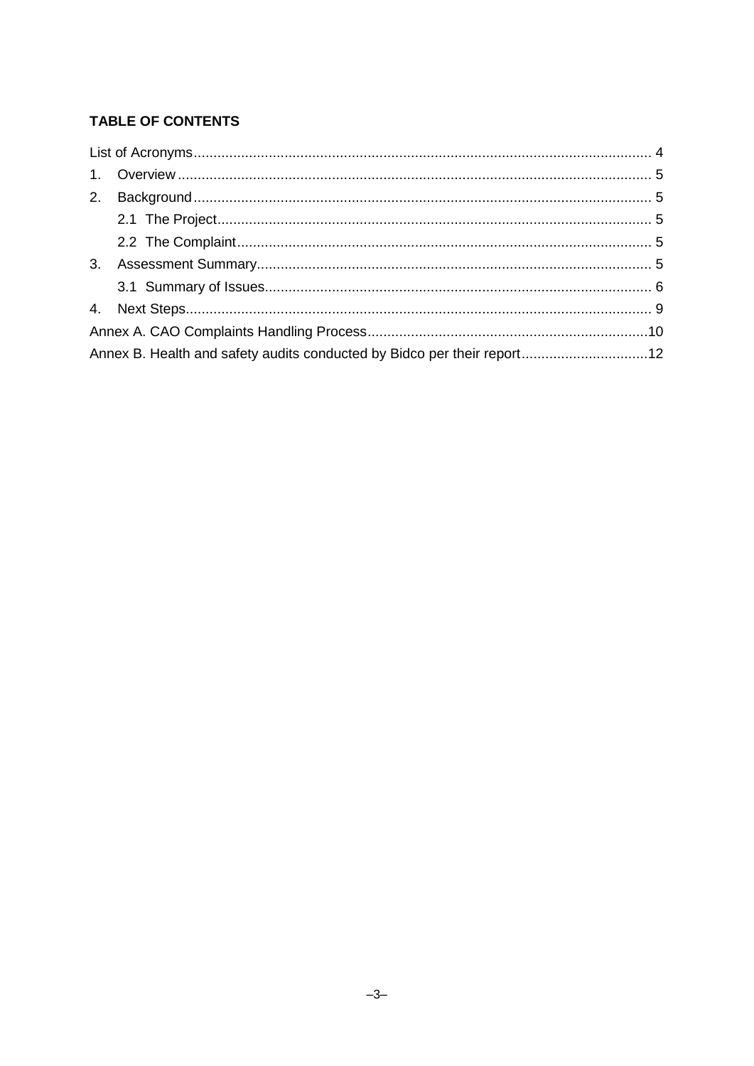**TABLE OF CONTENTS**

List of Acronyms ........................................................................ 4

1. Overview ........................................................................ 5
2. Background ........................................................................ 5
   - 2.1 The Project ........................................................................ 5
   - 2.2 The Complaint ........................................................................ 5
3. Assessment Summary ........................................................................ 5
   - 3.1 Summary of Issues ........................................................................ 6
4. Next Steps ........................................................................ 9

Annex A. CAO Complaints Handling Process ........................................................................ 10

Annex B. Health and safety audits conducted by Bidco per their report ........................................................................ 12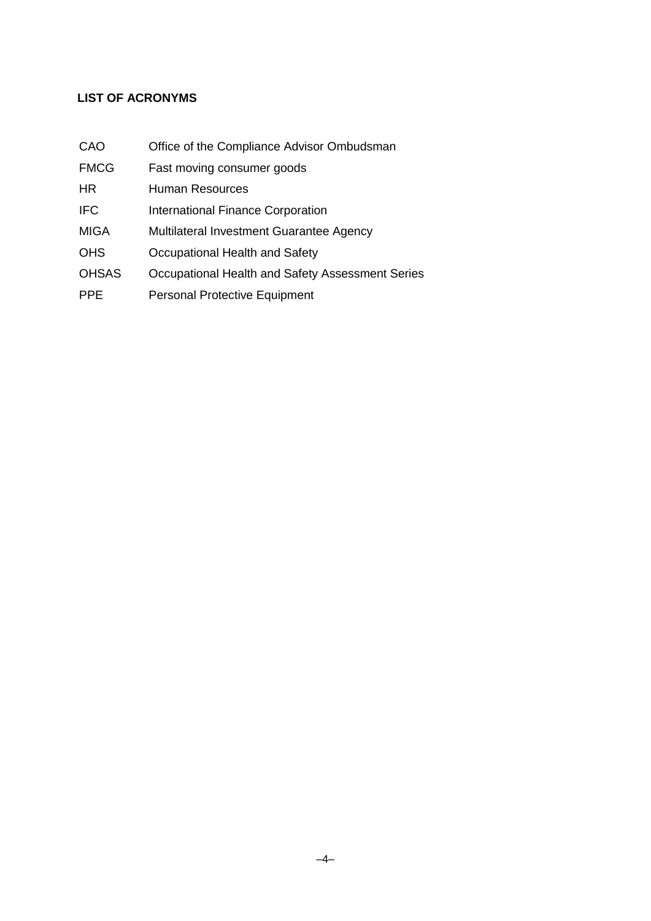## LIST OF ACRONYMS

| | |
|---|---|
| CAO | Office of the Compliance Advisor Ombudsman |
| FMCG | Fast moving consumer goods |
| HR | Human Resources |
| IFC | International Finance Corporation |
| MIGA | Multilateral Investment Guarantee Agency |
| OHS | Occupational Health and Safety |
| OHSAS | Occupational Health and Safety Assessment Series |
| PPE | Personal Protective Equipment |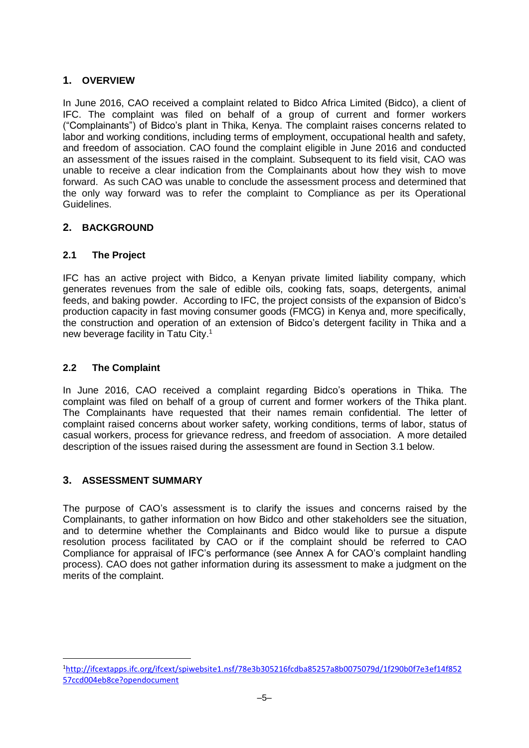## 1. OVERVIEW

In June 2016, CAO received a complaint related to Bidco Africa Limited (Bidco), a client of IFC. The complaint was filed on behalf of a group of current and former workers ("Complainants") of Bidco's plant in Thika, Kenya. The complaint raises concerns related to labor and working conditions, including terms of employment, occupational health and safety, and freedom of association. CAO found the complaint eligible in June 2016 and conducted an assessment of the issues raised in the complaint. Subsequent to its field visit, CAO was unable to receive a clear indication from the Complainants about how they wish to move forward. As such CAO was unable to conclude the assessment process and determined that the only way forward was to refer the complaint to Compliance as per its Operational Guidelines.

## 2. BACKGROUND

### 2.1 The Project

IFC has an active project with Bidco, a Kenyan private limited liability company, which generates revenues from the sale of edible oils, cooking fats, soaps, detergents, animal feeds, and baking powder. According to IFC, the project consists of the expansion of Bidco's production capacity in fast moving consumer goods (FMCG) in Kenya and, more specifically, the construction and operation of an extension of Bidco's detergent facility in Thika and a new beverage facility in Tatu City.[1]

### 2.2 The Complaint

In June 2016, CAO received a complaint regarding Bidco's operations in Thika. The complaint was filed on behalf of a group of current and former workers of the Thika plant. The Complainants have requested that their names remain confidential. The letter of complaint raised concerns about worker safety, working conditions, terms of labor, status of casual workers, process for grievance redress, and freedom of association. A more detailed description of the issues raised during the assessment are found in Section 3.1 below.

## 3. ASSESSMENT SUMMARY

The purpose of CAO's assessment is to clarify the issues and concerns raised by the Complainants, to gather information on how Bidco and other stakeholders see the situation, and to determine whether the Complainants and Bidco would like to pursue a dispute resolution process facilitated by CAO or if the complaint should be referred to CAO Compliance for appraisal of IFC's performance (see Annex A for CAO's complaint handling process). CAO does not gather information during its assessment to make a judgment on the merits of the complaint.

---

[1] http://ifcextapps.ifc.org/ifcext/spiwebsite1.nsf/78e3b305216fcdba85257a8b0075079d/1f290b0f7e3ef14f85257ccd004eb8ce?opendocument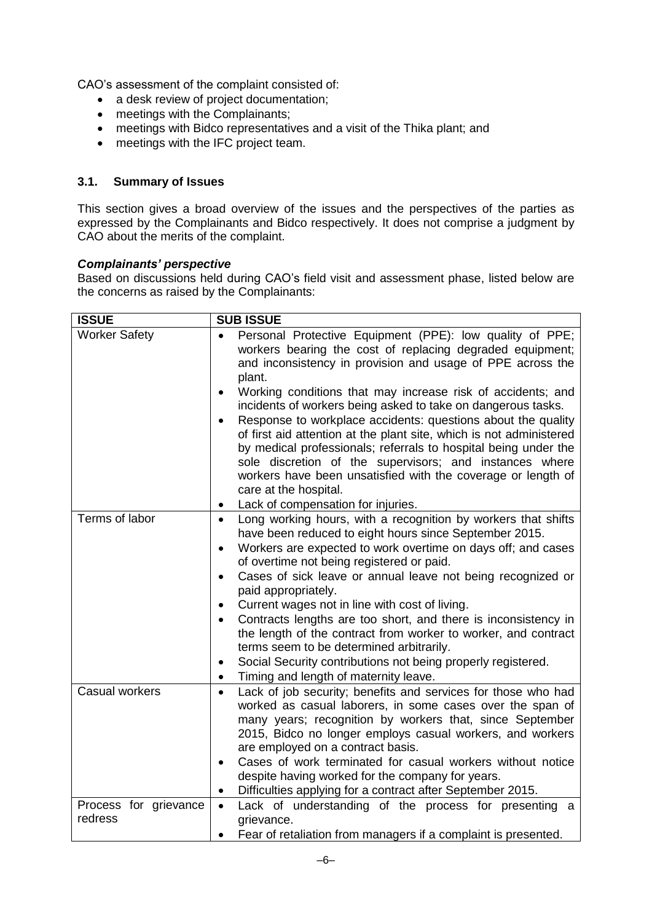CAO's assessment of the complaint consisted of:

- a desk review of project documentation;
- meetings with the Complainants;
- meetings with Bidco representatives and a visit of the Thika plant; and
- meetings with the IFC project team.

### 3.1. Summary of Issues

This section gives a broad overview of the issues and the perspectives of the parties as expressed by the Complainants and Bidco respectively. It does not comprise a judgment by CAO about the merits of the complaint.

***Complainants' perspective***

Based on discussions held during CAO's field visit and assessment phase, listed below are the concerns as raised by the Complainants:

| ISSUE | SUB ISSUE |
|---|---|
| Worker Safety | • Personal Protective Equipment (PPE): low quality of PPE; workers bearing the cost of replacing degraded equipment; and inconsistency in provision and usage of PPE across the plant.<br>• Working conditions that may increase risk of accidents; and incidents of workers being asked to take on dangerous tasks.<br>• Response to workplace accidents: questions about the quality of first aid attention at the plant site, which is not administered by medical professionals; referrals to hospital being under the sole discretion of the supervisors; and instances where workers have been unsatisfied with the coverage or length of care at the hospital.<br>• Lack of compensation for injuries. |
| Terms of labor | • Long working hours, with a recognition by workers that shifts have been reduced to eight hours since September 2015.<br>• Workers are expected to work overtime on days off; and cases of overtime not being registered or paid.<br>• Cases of sick leave or annual leave not being recognized or paid appropriately.<br>• Current wages not in line with cost of living.<br>• Contracts lengths are too short, and there is inconsistency in the length of the contract from worker to worker, and contract terms seem to be determined arbitrarily.<br>• Social Security contributions not being properly registered.<br>• Timing and length of maternity leave. |
| Casual workers | • Lack of job security; benefits and services for those who had worked as casual laborers, in some cases over the span of many years; recognition by workers that, since September 2015, Bidco no longer employs casual workers, and workers are employed on a contract basis.<br>• Cases of work terminated for casual workers without notice despite having worked for the company for years.<br>• Difficulties applying for a contract after September 2015. |
| Process for grievance redress | • Lack of understanding of the process for presenting a grievance.<br>• Fear of retaliation from managers if a complaint is presented. |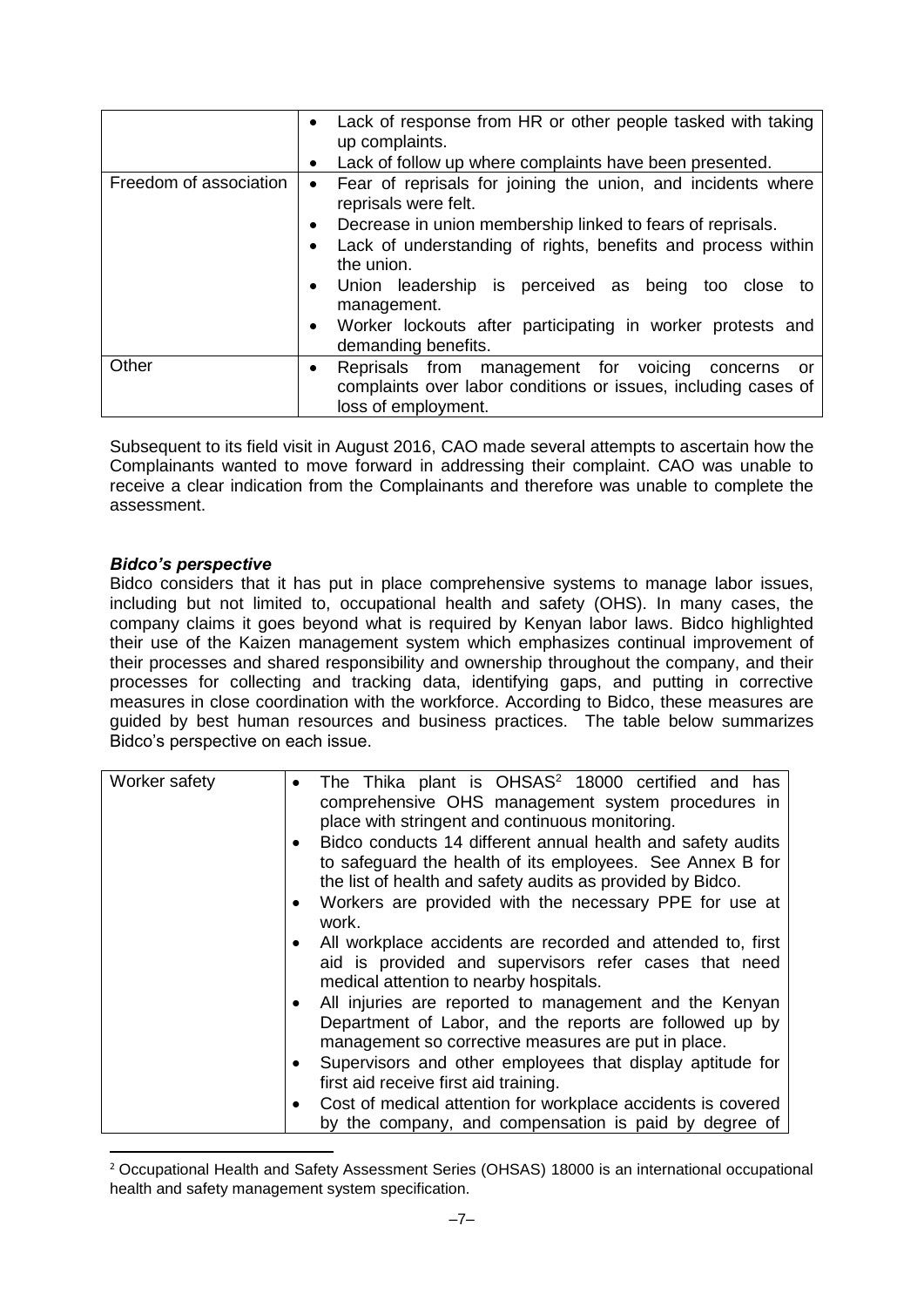| | |
|---|---|
| | • Lack of response from HR or other people tasked with taking up complaints.<br>• Lack of follow up where complaints have been presented. |
| Freedom of association | • Fear of reprisals for joining the union, and incidents where reprisals were felt.<br>• Decrease in union membership linked to fears of reprisals.<br>• Lack of understanding of rights, benefits and process within the union.<br>• Union leadership is perceived as being too close to management.<br>• Worker lockouts after participating in worker protests and demanding benefits. |
| Other | • Reprisals from management for voicing concerns or complaints over labor conditions or issues, including cases of loss of employment. |

Subsequent to its field visit in August 2016, CAO made several attempts to ascertain how the Complainants wanted to move forward in addressing their complaint. CAO was unable to receive a clear indication from the Complainants and therefore was unable to complete the assessment.

***Bidco's perspective***

Bidco considers that it has put in place comprehensive systems to manage labor issues, including but not limited to, occupational health and safety (OHS). In many cases, the company claims it goes beyond what is required by Kenyan labor laws. Bidco highlighted their use of the Kaizen management system which emphasizes continual improvement of their processes and shared responsibility and ownership throughout the company, and their processes for collecting and tracking data, identifying gaps, and putting in corrective measures in close coordination with the workforce. According to Bidco, these measures are guided by best human resources and business practices. The table below summarizes Bidco's perspective on each issue.

| | |
|---|---|
| Worker safety | • The Thika plant is OHSAS[2] 18000 certified and has comprehensive OHS management system procedures in place with stringent and continuous monitoring.<br>• Bidco conducts 14 different annual health and safety audits to safeguard the health of its employees. See Annex B for the list of health and safety audits as provided by Bidco.<br>• Workers are provided with the necessary PPE for use at work.<br>• All workplace accidents are recorded and attended to, first aid is provided and supervisors refer cases that need medical attention to nearby hospitals.<br>• All injuries are reported to management and the Kenyan Department of Labor, and the reports are followed up by management so corrective measures are put in place.<br>• Supervisors and other employees that display aptitude for first aid receive first aid training.<br>• Cost of medical attention for workplace accidents is covered by the company, and compensation is paid by degree of |

[2] Occupational Health and Safety Assessment Series (OHSAS) 18000 is an international occupational health and safety management system specification.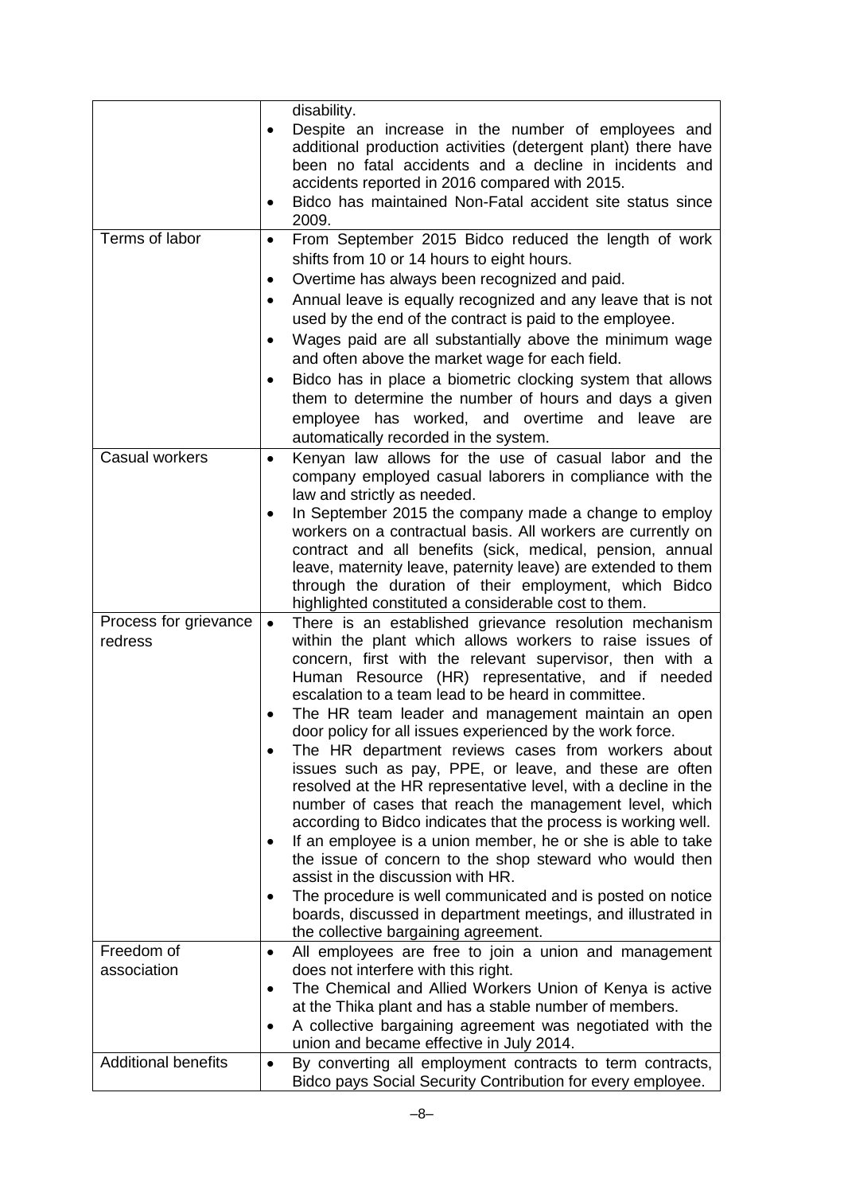| | |
|---|---|
| | disability.<br>• Despite an increase in the number of employees and additional production activities (detergent plant) there have been no fatal accidents and a decline in incidents and accidents reported in 2016 compared with 2015.<br>• Bidco has maintained Non-Fatal accident site status since 2009. |
| Terms of labor | • From September 2015 Bidco reduced the length of work shifts from 10 or 14 hours to eight hours.<br>• Overtime has always been recognized and paid.<br>• Annual leave is equally recognized and any leave that is not used by the end of the contract is paid to the employee.<br>• Wages paid are all substantially above the minimum wage and often above the market wage for each field.<br>• Bidco has in place a biometric clocking system that allows them to determine the number of hours and days a given employee has worked, and overtime and leave are automatically recorded in the system. |
| Casual workers | • Kenyan law allows for the use of casual labor and the company employed casual laborers in compliance with the law and strictly as needed.<br>• In September 2015 the company made a change to employ workers on a contractual basis. All workers are currently on contract and all benefits (sick, medical, pension, annual leave, maternity leave, paternity leave) are extended to them through the duration of their employment, which Bidco highlighted constituted a considerable cost to them. |
| Process for grievance redress | • There is an established grievance resolution mechanism within the plant which allows workers to raise issues of concern, first with the relevant supervisor, then with a Human Resource (HR) representative, and if needed escalation to a team lead to be heard in committee.<br>• The HR team leader and management maintain an open door policy for all issues experienced by the work force.<br>• The HR department reviews cases from workers about issues such as pay, PPE, or leave, and these are often resolved at the HR representative level, with a decline in the number of cases that reach the management level, which according to Bidco indicates that the process is working well.<br>• If an employee is a union member, he or she is able to take the issue of concern to the shop steward who would then assist in the discussion with HR.<br>• The procedure is well communicated and is posted on notice boards, discussed in department meetings, and illustrated in the collective bargaining agreement. |
| Freedom of association | • All employees are free to join a union and management does not interfere with this right.<br>• The Chemical and Allied Workers Union of Kenya is active at the Thika plant and has a stable number of members.<br>• A collective bargaining agreement was negotiated with the union and became effective in July 2014. |
| Additional benefits | • By converting all employment contracts to term contracts, Bidco pays Social Security Contribution for every employee. |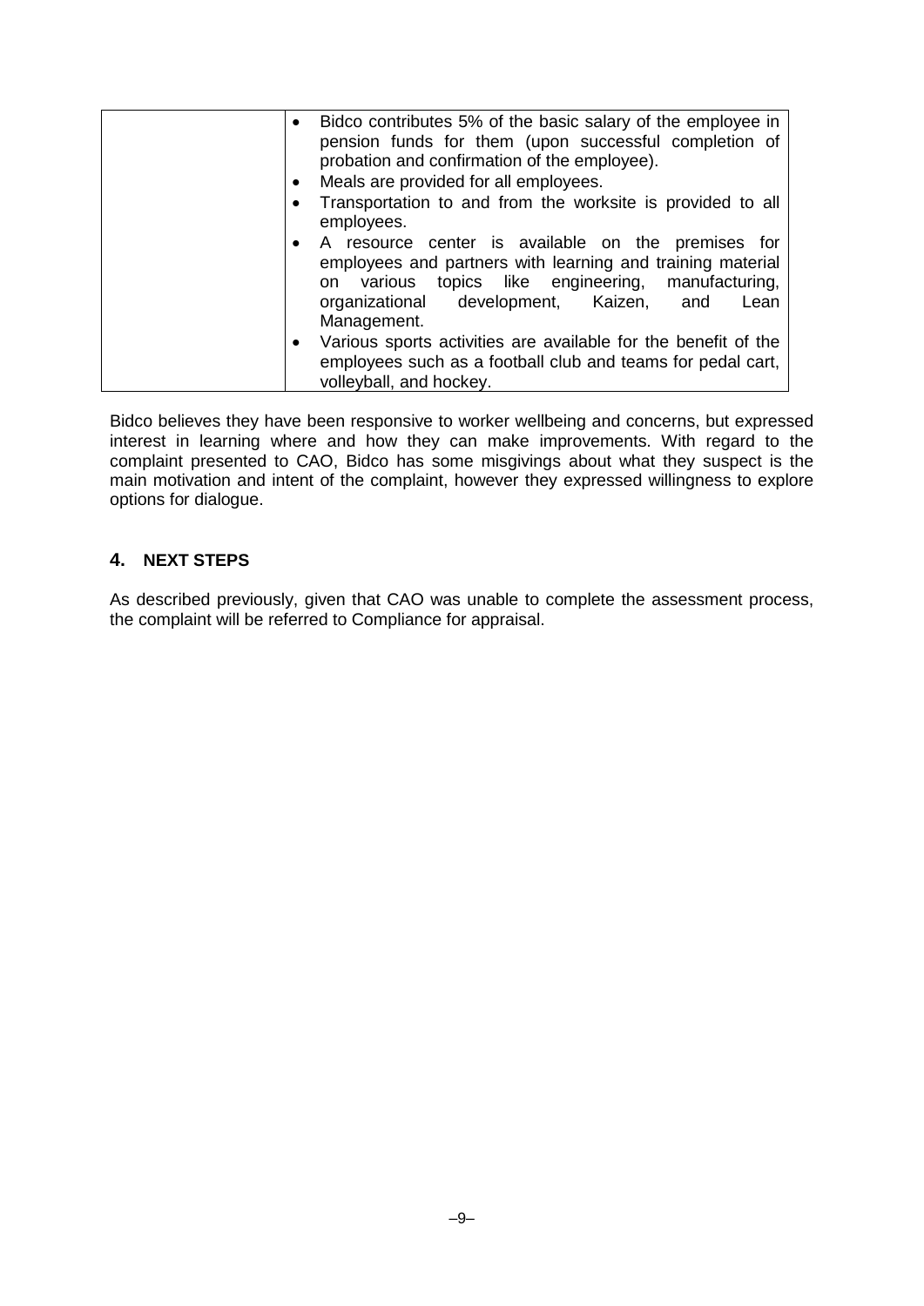| | |
|---|---|
| | • Bidco contributes 5% of the basic salary of the employee in pension funds for them (upon successful completion of probation and confirmation of the employee).<br>• Meals are provided for all employees.<br>• Transportation to and from the worksite is provided to all employees.<br>• A resource center is available on the premises for employees and partners with learning and training material on various topics like engineering, manufacturing, organizational development, Kaizen, and Lean Management.<br>• Various sports activities are available for the benefit of the employees such as a football club and teams for pedal cart, volleyball, and hockey. |

Bidco believes they have been responsive to worker wellbeing and concerns, but expressed interest in learning where and how they can make improvements. With regard to the complaint presented to CAO, Bidco has some misgivings about what they suspect is the main motivation and intent of the complaint, however they expressed willingness to explore options for dialogue.

## 4. NEXT STEPS

As described previously, given that CAO was unable to complete the assessment process, the complaint will be referred to Compliance for appraisal.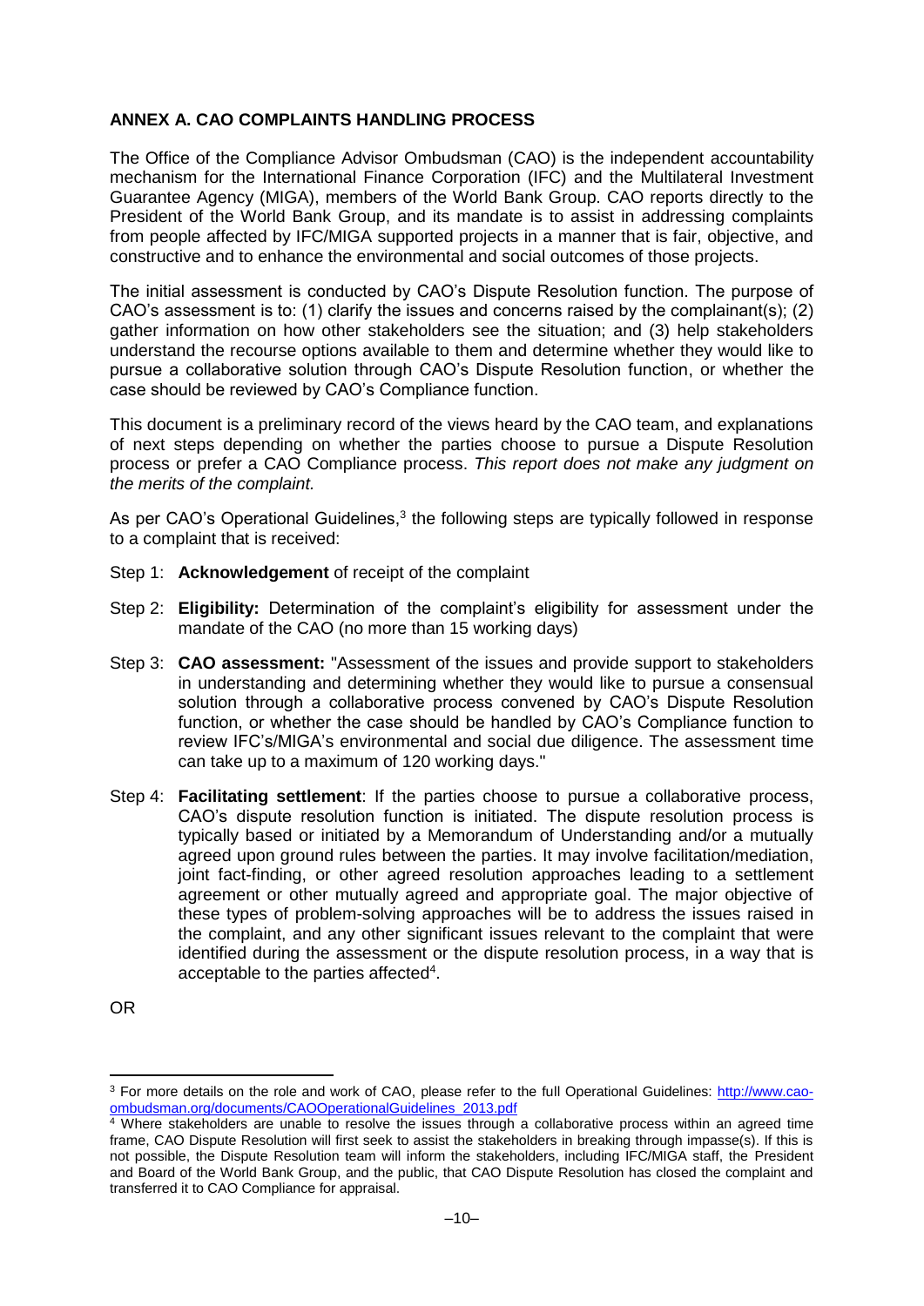## ANNEX A. CAO COMPLAINTS HANDLING PROCESS

The Office of the Compliance Advisor Ombudsman (CAO) is the independent accountability mechanism for the International Finance Corporation (IFC) and the Multilateral Investment Guarantee Agency (MIGA), members of the World Bank Group. CAO reports directly to the President of the World Bank Group, and its mandate is to assist in addressing complaints from people affected by IFC/MIGA supported projects in a manner that is fair, objective, and constructive and to enhance the environmental and social outcomes of those projects.

The initial assessment is conducted by CAO's Dispute Resolution function. The purpose of CAO's assessment is to: (1) clarify the issues and concerns raised by the complainant(s); (2) gather information on how other stakeholders see the situation; and (3) help stakeholders understand the recourse options available to them and determine whether they would like to pursue a collaborative solution through CAO's Dispute Resolution function, or whether the case should be reviewed by CAO's Compliance function.

This document is a preliminary record of the views heard by the CAO team, and explanations of next steps depending on whether the parties choose to pursue a Dispute Resolution process or prefer a CAO Compliance process. *This report does not make any judgment on the merits of the complaint.*

As per CAO's Operational Guidelines,[3] the following steps are typically followed in response to a complaint that is received:

Step 1: **Acknowledgement** of receipt of the complaint

Step 2: **Eligibility:** Determination of the complaint's eligibility for assessment under the mandate of the CAO (no more than 15 working days)

Step 3: **CAO assessment:** "Assessment of the issues and provide support to stakeholders in understanding and determining whether they would like to pursue a consensual solution through a collaborative process convened by CAO's Dispute Resolution function, or whether the case should be handled by CAO's Compliance function to review IFC's/MIGA's environmental and social due diligence. The assessment time can take up to a maximum of 120 working days."

Step 4: **Facilitating settlement**: If the parties choose to pursue a collaborative process, CAO's dispute resolution function is initiated. The dispute resolution process is typically based or initiated by a Memorandum of Understanding and/or a mutually agreed upon ground rules between the parties. It may involve facilitation/mediation, joint fact-finding, or other agreed resolution approaches leading to a settlement agreement or other mutually agreed and appropriate goal. The major objective of these types of problem-solving approaches will be to address the issues raised in the complaint, and any other significant issues relevant to the complaint that were identified during the assessment or the dispute resolution process, in a way that is acceptable to the parties affected[4].

OR

---

[3] For more details on the role and work of CAO, please refer to the full Operational Guidelines: http://www.cao-ombudsman.org/documents/CAOOperationalGuidelines_2013.pdf

[4] Where stakeholders are unable to resolve the issues through a collaborative process within an agreed time frame, CAO Dispute Resolution will first seek to assist the stakeholders in breaking through impasse(s). If this is not possible, the Dispute Resolution team will inform the stakeholders, including IFC/MIGA staff, the President and Board of the World Bank Group, and the public, that CAO Dispute Resolution has closed the complaint and transferred it to CAO Compliance for appraisal.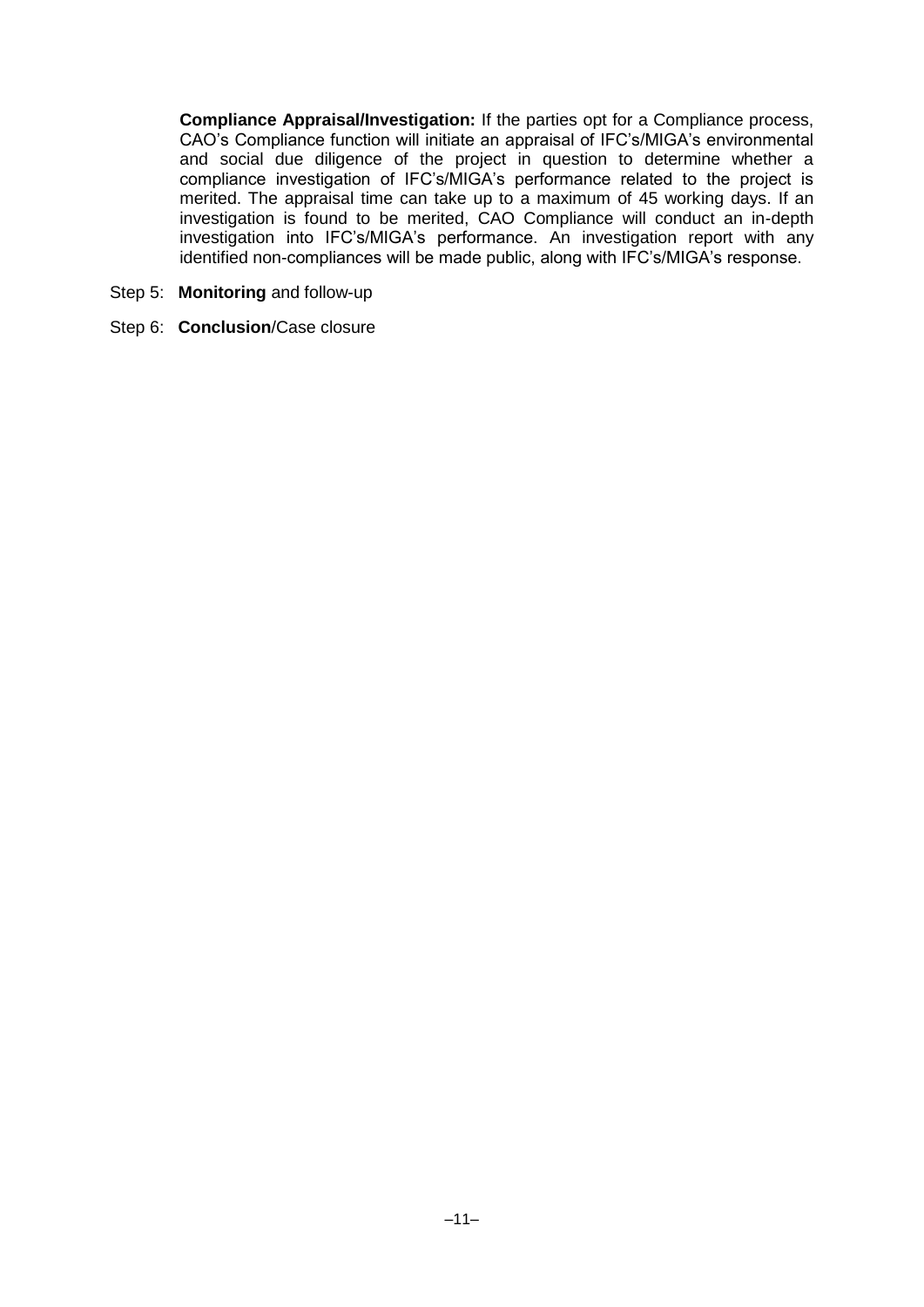**Compliance Appraisal/Investigation:** If the parties opt for a Compliance process, CAO's Compliance function will initiate an appraisal of IFC's/MIGA's environmental and social due diligence of the project in question to determine whether a compliance investigation of IFC's/MIGA's performance related to the project is merited. The appraisal time can take up to a maximum of 45 working days. If an investigation is found to be merited, CAO Compliance will conduct an in-depth investigation into IFC's/MIGA's performance. An investigation report with any identified non-compliances will be made public, along with IFC's/MIGA's response.

Step 5: **Monitoring** and follow-up

Step 6: **Conclusion**/Case closure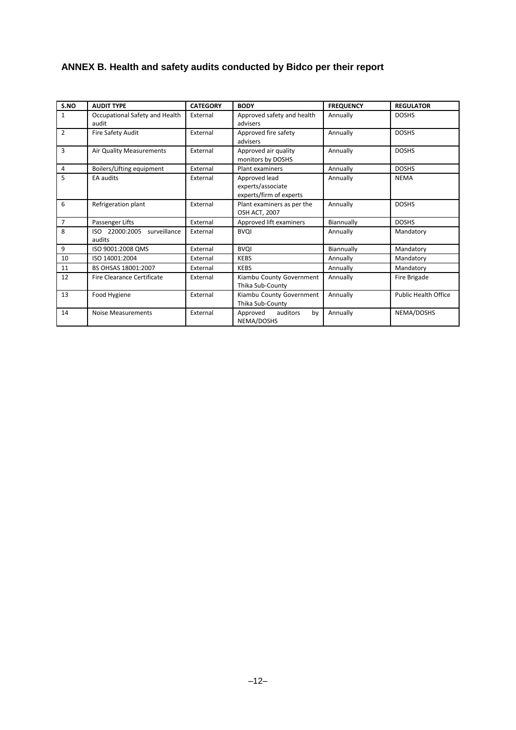## ANNEX B. Health and safety audits conducted by Bidco per their report

| S.NO | AUDIT TYPE | CATEGORY | BODY | FREQUENCY | REGULATOR |
|---|---|---|---|---|---|
| 1 | Occupational Safety and Health audit | External | Approved safety and health advisers | Annually | DOSHS |
| 2 | Fire Safety Audit | External | Approved fire safety advisers | Annually | DOSHS |
| 3 | Air Quality Measurements | External | Approved air quality monitors by DOSHS | Annually | DOSHS |
| 4 | Boilers/Lifting equipment | External | Plant examiners | Annually | DOSHS |
| 5 | EA audits | External | Approved lead experts/associate experts/firm of experts | Annually | NEMA |
| 6 | Refrigeration plant | External | Plant examiners as per the OSH ACT, 2007 | Annually | DOSHS |
| 7 | Passenger Lifts | External | Approved lift examiners | Biannually | DOSHS |
| 8 | ISO 22000:2005 surveillance audits | External | BVQI | Annually | Mandatory |
| 9 | ISO 9001:2008 QMS | External | BVQI | Biannually | Mandatory |
| 10 | ISO 14001:2004 | External | KEBS | Annually | Mandatory |
| 11 | BS OHSAS 18001:2007 | External | KEBS | Annually | Mandatory |
| 12 | Fire Clearance Certificate | External | Kiambu County Government Thika Sub-County | Annually | Fire Brigade |
| 13 | Food Hygiene | External | Kiambu County Government Thika Sub-County | Annually | Public Health Office |
| 14 | Noise Measurements | External | Approved auditors by NEMA/DOSHS | Annually | NEMA/DOSHS |